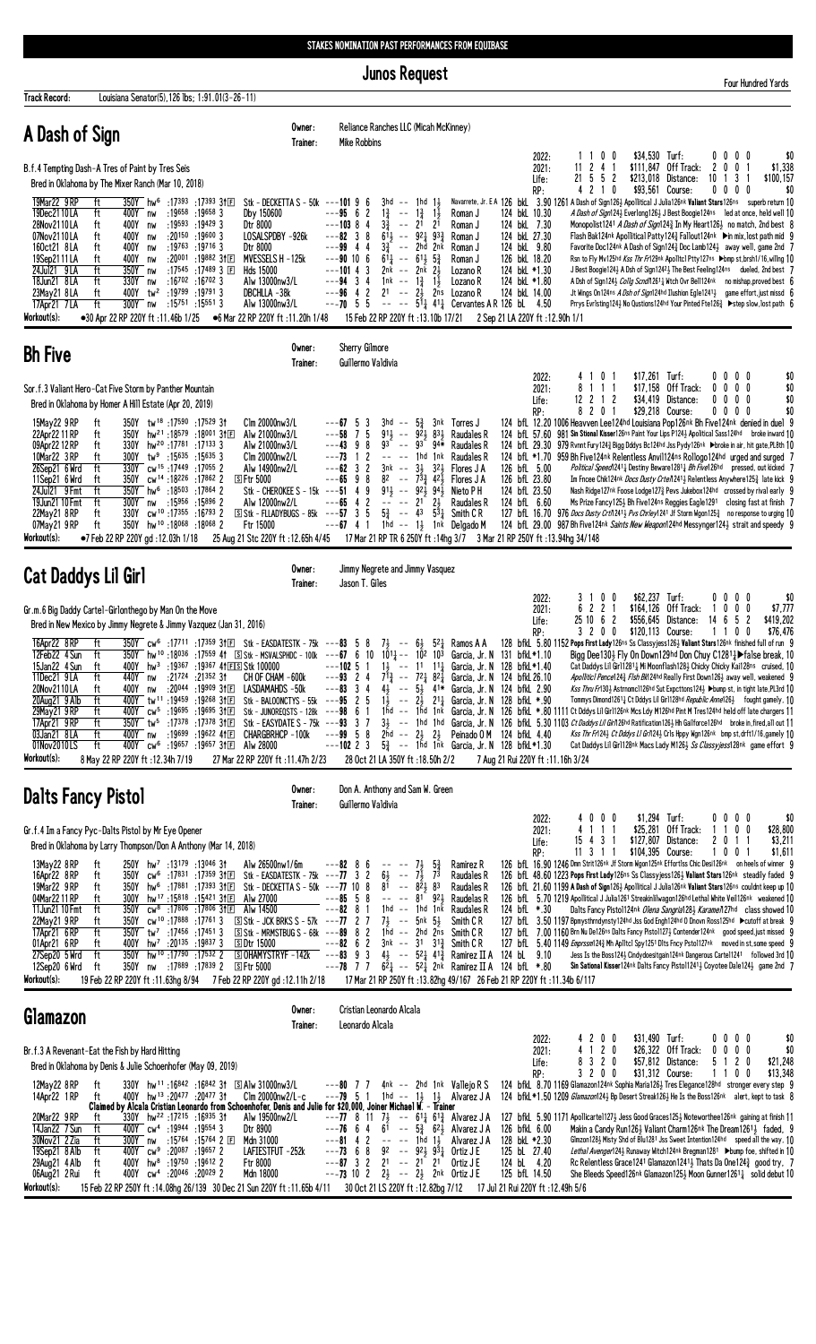STAKES NOMINATION PAST PERFORMANCES FROM EQUIBASE

# Junos Request

Four Hundred Yards

**Track Record:** Louisiana Senator(5), 126 lbs; 1:91.01(3-26-11)

## A Dash of Sign

**Owner:** Reliance Ranches LLC (Micah McKinney)
**Trainer:** Mike Robbins

B.f.4 Tempting Dash-A Tres of Paint by Tres Seis
Bred in Oklahoma by The Mixer Ranch (Mar 10, 2018)

| | | | | | |
|---|---|---|---|---|---|
| 2022: | 1 1 0 0 | $34,530 | Turf: | 0 0 0 0 | $0 |
| 2021: | 11 2 4 1 | $111,847 | Off Track: | 2 0 0 1 | $1,338 |
| Life: | 21 5 5 2 | $213,018 | Distance: | 10 1 3 1 | $100,157 |
| RP: | 4 2 1 0 | $93,561 | Course: | 0 0 0 0 | $0 |

```
19Mar22 9 RP    ft 350Y hw6 :17393 :17393 31F  Stk - DECKETTA S - 50k ---101 9 6   3hd -- 1hd 1½    Navarrete, Jr. E A 126 bkL 3.90 1261 A Dash of Sign126½ Apollitical J Julia126nk Valiant Stars126ns superb return 10
19Dec21 10 LA   ft 400Y nw  :19658 :19658 3    Dby 150600          ---95 6 2    1½ -- 1½ 1½    Roman J   124 bkL 10.30  A Dash of Sign124½ Everlong126½ J Best Boogie124ns led at once, held well 10
28Nov21 10 LA   ft 400Y nw  :19593 :19429 3    Dtr 8000            ---103 8 4   3½ -- 2¹ 2¹     Roman J   124 bkL 7.30   Monopolist124¹ A Dash of Sign124½ In My Heart126½ no match, 2nd best 8
07Nov21 10 LA   ft 400Y nw  :20150 :19600 3    LOSALSPDBY -926k    ---82 3 8    6¹½ -- 9²½ 9³¾  Roman J   124 bkL 27.30  Flash Bak124nk Apollitical Patty124½ Fallout124nk ▶in mix, lost path mid 9
16Oct21 8 LA    ft 400Y nw  :19763 :19716 3    Dtr 8000            ---99 4 4    3½ -- 2hd 2nk   Roman J   124 bkL 9.80   Favorite Doc124nk A Dash of Sign124½ Doc Lamb124½ away well, game 2nd 7
19Sep21 11 LA   ft 400Y nw  :20001 :19882 31F  MVESSELS H -125k    ---90 10 6   6¹¼ -- 6¹½ 5¾   Roman J   126 bkL 18.20  Rsn to Fly Mv125hd Kss Thr Fr129nk Apollitcl Ptty127ns ▶bmp st,brshd1/16,willng 10
24Jul21 9 LA    ft 350Y nw  :17545 :17489 3 F  Hds 15000           ---101 4 3   2nk -- 2nk 2½   Lozano R  124 bkL *1.30  J Best Boogie124½ A Dsh of Sign124½ The Best Feeling124ns dueled, 2nd best 7
18Jun21 8 LA    ft 330Y nw  :16702 :16702 3    Alw 13000nw3/L      ---94 3 4    1nk -- 1½ 1½    Lozano R  124 bkL *1.80  A Dsh of Sign124½ Cullg Scndl1261¼ Wtch Ovr Bell124nk no mishap,proved best 6
23May21 8 LA    ft 400Y tw2 :19799 :19791 3    DBCHLLA -38k        ---96 4 2    2¹ -- 2½ 2ns    Lozano R  124 bkL 14.00  Jt Wngs On124ns A Dsh of Sign124hd Illushion Egle1241½ game effort,just missd 6
17Apr21 7 LA    ft 300Y nw  :15751 :15551 3    Alw 13000nw3/L      ---70 5 5    -- -- 5¹¼ 4¹¾  Cervantes A R 126 bL 4.50 Prrys Evrlsting124½ No Qustions124hd Yur Pinted Fte126½ ▶step slow,lost path 6
```

**Workout(s):** ●30 Apr 22 RP 220Y ft :11.46b 1/25 ●6 Mar 22 RP 220Y ft :11.20h 1/48 15 Feb 22 RP 220Y ft :13.10b 17/21 2 Sep 21 LA 220Y ft :12.90h 1/1

## Bh Five

**Owner:** Sherry Gilmore
**Trainer:** Guillermo Valdivia

Sor.f.3 Valiant Hero-Cat Five Storm by Panther Mountain
Bred in Oklahoma by Homer A Hill Estate (Apr 20, 2019)

| | | | | | |
|---|---|---|---|---|---|
| 2022: | 4 1 0 1 | $17,261 | Turf: | 0 0 0 0 | $0 |
| 2021: | 8 1 1 1 | $17,158 | Off Track: | 0 0 0 0 | $0 |
| Life: | 12 2 1 2 | $34,419 | Distance: | 0 0 0 0 | $0 |
| RP: | 8 2 0 1 | $29,218 | Course: | 0 0 0 0 | $0 |

```
15May22 9 RP    ft 350Y tw18 :17590 :17529 3†  Clm 20000nw3/L      ---67 5 3    3hd -- 5¾ 3nk   Torres J     124 bfL 12.20 1006 Heavven Lee124hd Louisiana Pop126nk Bh Five124nk denied in duel 9
22Apr22 11 RP   ft 350Y hw21 :18579 :18001 31F Alw 21000nw3/L     ---58 7 5    9¹½ -- 9²½ 8³½  Raudales R   124 bfL 57.60 981 Sin Stional Kisser126ns Paint Your Lips P124½ Apolitical Sass124hd broke inward 10
09Apr22 12 RP   ft 330Y hw20 :17781 :17133 3   Alw 21000nw3/L      ---43 9 8    9³ -- 9³ 9⁴*   Raudales R   124 bfL 29.30 979 Rvnnt Fury124½ Bigg Dddys Bc124hd Jss Pydy126nk ▶broke in air, hit gate,PL8th 10
10Mar22 3 RP    ft 300Y tw9 :15635 :15635 3    Clm 20000nw2/L      ---73 1 2    -- -- 1hd 1nk   Raudales R   124 bfL *1.70 959 Bh Five124nk Relentless Anvil124ns Rollogo124hd urged and surged 7
26Sep21 6 Wrd   ft 330Y cw15 :17449 :17055 2   Alw 14900nw2/L      ---62 3 2    3nk -- 3½ 3²½   Flores J A   126 bfL 5.00  Political Speed1241¾ Destiny Beware1281½ Bh Five126hd pressed, out kicked 7
11Sep21 6 Wrd   ft 350Y cw14 :18226 :17862 2   S Ftr 5000          ---65 9 8    8² -- 7³¾ 4²½   Flores J A   126 bfL 23.80  Im Fncee Chk124nk Docs Dusty Crtn1241½ Relentless Anywhere125½ late kick 9
24Jul21 9 Fmt   ft 350Y hw6 :18503 :17864 2    Stk - CHEROKEE S - 15k ---51 4 9 9¹½ -- 9²½ 9⁴½ Nieto P H  124 bfL 23.50  Nash Ridge127nk Foose Lodge127½ Pevs Jukebox124hd crossed by rival early 9
19Jun21 10 Fmt  ft 300Y nw :15956 :15896 2     Alw 12000nw2/L      ---65 4 2    -- -- 2¹ 2½     Raudales R   124 bfL 6.60  Ms Prize Fancy125½ Bh Five124ns Reggies Eagle1291 closing fast at finish 7
22May21 8 RP    ft 330Y cw10 :17355 :16793 2   S Stk - FLLADYBUGS - 85k ---57 3 5 5¾ -- 4³ 5³¼ Smith C R 127 bfL 16.70 976 Docs Dusty Crtn1241½ Pvs Chrley1261 Jf Storm Wgon125½ no response to urging 10
07May21 9 RP    ft 350Y hw10 :18068 :18068 2   Ftr 15000           ---67 4 1    1hd -- 1½ 1nk   Delgado M    124 bfL 29.00 987 Bh Five124nk Saints New Weapon124hd Messynger124½ strait and speedy 9
```

**Workout(s):** ●7 Feb 22 RP 220Y gd :12.03h 1/18 25 Aug 21 Stc 220Y ft :12.65h 4/45 17 Mar 21 RP TR 6 250Y ft :14hg 3/7 3 Mar 21 RP 250Y ft :13.94hg 34/148

## Cat Daddys Lil Girl

**Owner:** Jimmy Negrete and Jimmy Vasquez
**Trainer:** Jason T. Giles

Gr.m.6 Big Daddy Cartel-Girlonthego by Man On the Move
Bred in New Mexico by Jimmy Negrete & Jimmy Vazquez (Jan 31, 2016)

| | | | | | |
|---|---|---|---|---|---|
| 2022: | 3 1 0 0 | $62,237 | Turf: | 0 0 0 0 | $0 |
| 2021: | 6 2 2 1 | $164,126 | Off Track: | 1 0 0 0 | $7,777 |
| Life: | 25 10 6 2 | $556,645 | Distance: | 14 6 5 2 | $419,202 |
| RP: | 3 2 0 0 | $120,113 | Course: | 1 1 0 0 | $76,476 |

```
16Apr22 8 RP    ft 350Y cw6 :17711 :17359 31F  Stk - EASDATESTK - 75k ---83 5 8 7½ -- 6½ 5²¼ Ramos A A 128 bfL 5.80 1152 Pops First Lady126ns Ss Classyjess126½ Valiant Stars126nk finished full of run 9
12Feb22 4 Sun   ft 350Y hw10 :18036 :17559 4†  S Stk - MSVALSPHDC - 100k ---67 6 10 10¹½ -- 10² 10³ Garcia, Jr. N 131 bfkL*1.10 Bigg Dee130½ Fly On Down129hd Don Chuy C128¹¼ ▶false break, 10
15Jan22 4 Sun   ft 400Y hw3 :19367 :19367 41FS Stk 100000      ---102 5 1   1½ -- 1¹ 1¹¼  Garcia, Jr. N 128 bfkL*1.40 Cat Daddys Lil Girl128¹¼ Mi Moonflash128½ Chicky Chicky Kai128ns cruised, 10
11Dec21 9 LA    ft 440Y nw  :21724 :21352 3†   CH OF CHAM - 600k   ---83 3 4    7¹¾ -- 7²½ 8²¼ Garcia, Jr. N 124 bfL 26.10 Apolltcl Pencel124¾ Fish Bit124hd Really First Down126½ away well, weakened 9
20Nov21 10 LA   ft 400Y nw  :20044 :19909 31F  LASDAMAHDS -50k     ---83 3 4    4½ -- 5½ 4¹*  Garcia, Jr. N 124 bfL 2.90 Kss Thru Fr130½ Astrnomc126hd Sut Expcttons124½ ▶bump st, in tight late,PL3rd 10
20Aug21 9 Alb  ft 400Y tw11 :19459 :19268 31F  Stk - BALOONCTYS - 55k ---95 2 5 1½ -- 2½ 2¹¼ Garcia, Jr. N 128 bfkL *.90 Tommys Dimond1261¼ Ct Ddys Lil Girl128hd Republic Anne126½ fought gamely, 10
29May21 9 RP    ft 400Y cw5 :19695 :19695 31F  Stk - JUNOREQSTS - 128k ---98 6 1 1hd -- 1hd 1nk Garcia, Jr. N 126 bfkL *.80 1111 Ct Dddys Lil Girl126nk Mcs Ldy M126hd Pint M Tres124hd held off late chargers 11
17Apr21 9 RP    ft 350Y tw5 :17378 :17378 31F  Stk - EASYDATE S - 75k ---93 3 7 3½ -- 1hd 1hd Garcia, Jr. N 126 bfkL 5.30 1103 Ct Dddys Lil Girl126hd Ratification126½ Hh Gailforce126hd broke in,fired,all out 11
03Jan21 8 LA    ft 400Y nw  :19699 :19622 41F  CHARGBRHCP -100k    ---99 5 8    2hd -- 2½ 2½   Peinado O M 124 bfkL 4.40 Kss Thr Fr124½ Ct Ddys Lil Girl124½ Crls Hppy Wgn126nk bmp st,drft1/16,gamely 10
01Nov20 10 LS   ft 400Y cw6 :19657 :19657 31F  Alw 28000           ---102 2 3   5¾ -- 1hd 1nk  Garcia, Jr. N 128 bfkL *1.30 Cat Daddys Lil Girl128nk Macs Lady M126½ Ss Classyjess128nk game effort 9
```

**Workout(s):** 8 May 22 RP 220Y ft :12.34h 7/19 27 Mar 22 RP 220Y ft :11.47h 2/23 28 Oct 21 LA 350Y ft :18.50h 2/2 7 Aug 21 Rui 220Y ft :11.16h 3/24

## Dalts Fancy Pistol

**Owner:** Don A. Anthony and Sam W. Green
**Trainer:** Guillermo Valdivia

Gr.f.4 Im a Fancy Pyc-Dalts Pistol by Mr Eye Opener
Bred in Oklahoma by Larry Thompson/Don A Anthony (Mar 14, 2018)

| | | | | | |
|---|---|---|---|---|---|
| 2022: | 4 0 0 0 | $1,294 | Turf: | 0 0 0 0 | $0 |
| 2021: | 4 1 1 1 | $25,281 | Off Track: | 1 1 0 0 | $28,800 |
| Life: | 15 4 3 1 | $127,807 | Distance: | 2 0 1 1 | $3,211 |
| RP: | 11 3 1 1 | $104,395 | Course: | 1 0 0 1 | $1,611 |

```
13May22 9 RP    ft 250Y hw7 :13179 :13046 3†   Alw 26500nw1/6m     ---82 8 6    -- -- 7½ 5¾    Ramirez R   126 bfL 16.90 1246 Dmn Strit126nk Jf Storm Wgon125nk Effortlss Chic Desi128nk on heels of winner 9
16Apr22 8 RP    ft 350Y cw6 :17831 :17359 31F  Stk - EASDATESTK - 75k ---77 3 2 6½ -- 7½ 7³ Raudales R 126 bfL 48.60 1223 Pops First Lady126ns Ss Classyjess126½ Valiant Stars126nk steadily faded 9
19Mar22 9 RP    ft 350Y hw6 :17881 :17393 31F  Stk - DECKETTA S - 50k ---77 10 8 8¹ -- 8²½ 8³ Raudales R 126 bfL 21.60 1199 A Dash of Sign126½ Apollitical J Julia126nk Valiant Stars126ns couldnt keep up 10
04Mar22 11 RP   ft 300Y hw17 :15818 :15421 31F  Alw 27000           ---85 5 8    -- -- 8¹ 9²½  Raudales R  126 bfL 5.70 1219 Apollitical J Julia126¹ Streakinlilwagon126hd Lethal White Veil126nk weakened 10
11Jun21 10 Fmt  ft 350Y cw8 :17806 :17806 31F  Alw 14500           ---82 8 1    1hd -- 1hd 1nk  Raudales R  124 bfL *.30 Dalts Fancy Pistol124nk Olena Sangria128½ Karamel127hd class showed 10
22May21 9 RP    ft 350Y cw10 :17888 :17761 3   S Stk - JCK BRKS S - 57k ---77 2 7 7½ -- 5nk 5½ Smith C R 127 bfL 3.50 1197 Bpmysthrndynsty124hd Jss God Engh124hd O Dnovn Ross125hd ▶cutoff at break 9
17Apr21 6 RP    ft 350Y tw7 :17456 :17451 3    S Stk - MRMSTBUG S - 68k ---89 8 2 1hd -- 2hd 2ns Smith C R 127 bfL 7.00 1160 Brn Nu Del126ns Dalts Fancy Pistol127½ Contender124nk good speed,just missed 9
01Apr21 6 RP    ft 400Y hw7 :20135 :19837 3    S Dtr 15000         ---82 6 2    3nk -- 3¹ 3¹¾   Smith C R   127 bfL 5.40 1149 Emprssm124½ Mh Apltcl Spy125¹ Dlts Fncy Pstol127nk moved in st,some speed 9
27Sep20 5 Wrd   ft 350Y hw10 :17790 :17532 2   S OHAMYSTRYF -142k  ---83 9 3    4½ -- 5²½ 4¹¾  Ramirez II A 124 bL 9.10 Jess Is the Boss124½ Cindydoesitgain124nk Dangerous Cartel124¹ followed 3rd 10
12Sep20 6 Wrd   ft 350Y nw  :17889 :17839 2    S Ftr 5000          ---78 7 7    6²¼ -- 5²½ 2nk  Ramirez II A 124 bfL *.80 Sin Sational Kisser124nk Dalts Fancy Pistol1241¼ Coyotee Dale124½ game 2nd 7
```

**Workout(s):** 19 Feb 22 RP 220Y ft :11.63hg 8/94 7 Feb 22 RP 220Y gd :12.11h 2/18 17 Mar 21 RP 250Y ft :13.82hg 49/167 26 Feb 21 RP 220Y ft :11.34b 6/117

## Glamazon

**Owner:** Cristian Leonardo Alcala
**Trainer:** Leonardo Alcala

Br.f.3 A Revenant-Eat the Fish by Hard Hitting
Bred in Oklahoma by Denis & Julie Schoenhofer (May 09, 2019)

| | | | | | |
|---|---|---|---|---|---|
| 2022: | 4 2 0 0 | $31,490 | Turf: | 0 0 0 0 | $0 |
| 2021: | 4 1 2 0 | $26,322 | Off Track: | 0 0 0 0 | $0 |
| Life: | 8 3 2 0 | $57,812 | Distance: | 5 1 2 0 | $21,248 |
| RP: | 3 2 0 0 | $31,322 | Course: | 1 1 0 0 | $13,348 |

```
12May22 8 RP    ft 330Y hw11 :16842 :16842 3†  S Alw 31000nw3/L    ---80 7 7    4nk -- 2hd 1nk  Vallejo R S 124 bfkL 8.70 1169 Glamazon124nk Sophia Maria126½ Tres Elegance128hd stronger every step 9
14Apr22 1 RP    ft 400Y hw13 :20477 :20477 3†  Clm 20000nw2/L-c   ---79 5 1    1hd -- 1½ 1½    Alvarez J A 124 bfkL*1.50 1209 Glamazon124½ Bp Desert Streak126½ He Is the Boss126nk alert, kept to task 8
Claimed by Alcala Cristian Leonardo from Schoenhofer, Denis and Julie for $20,000, Joiner Michael W. - Trainer
20Mar22 9 RP    ft 330Y hw22 :17215 :16935 3†  Alw 19500nw2/L     ---77 8 11   7½ -- 6¹¼ 6¹¾  Alvarez J A 127 bfkL 5.90 1171 Apollicartel127½ Jess Good Graces125½ Noteworthee126nk gaining at finish 11
14Jan22 7 Sun   ft 400Y cw4 :19944 :19554 3    Dtr 8900            ---76 6 4    6¹ -- 5¾ 6²½   Alvarez J A 124 bfkL 6.00 Makin a Candy Run126½ Valiant Charm126nk The Dream126¹½ faded, 9
30Nov21 2 Zia   ft 330Y nw :15764 :15764 2 F   Mdn 10000           ---81 4 2    -- -- 1hd 1½    Alvarez J A 128 bkL *2.30 Glmzon128½ Misty Shd of Blu128¹ Jss Sweet Intention126hd speed all the way, 10
19Sep21 8 Alb   ft 400Y cw9 :20087 :19657 2    LAFIESTFUT -252k    ---73 6 8    9² -- 9²½ 9³½  Ortiz J E   125 bfL 27.40 Lethal Avenger124½ Runaway Mitch124nk Bregman128¹ ▶bump foe, shifted in 10
29Aug21 4 Alb   ft 400Y hw8 :19750 :19612 2    Ftr 8000            ---87 3 2    2¹ -- 2¹ 2¹     Ortiz J E   124 bL 4.20 Rc Relentless Grace124¹ Glamazon124½ Thats Da One124½ good try, 7
06Aug21 2 Rui   ft 400Y cw4 :20046 :20029 2    Mdn 18000           ---73 10 2   2½ -- 2½ 2nk    Ortiz J E   125 bfL 14.50 She Bleeds Speed126nk Glamazon125½ Moon Gunner1261¼ solid debut 10
```

**Workout(s):** 15 Feb 22 RP 250Y ft :14.08hg 26/139 30 Dec 21 Sun 220Y ft :11.65b 4/11 30 Oct 21 LS 220Y ft :12.82bg 7/12 17 Jul 21 Rui 220Y ft :12.49h 5/6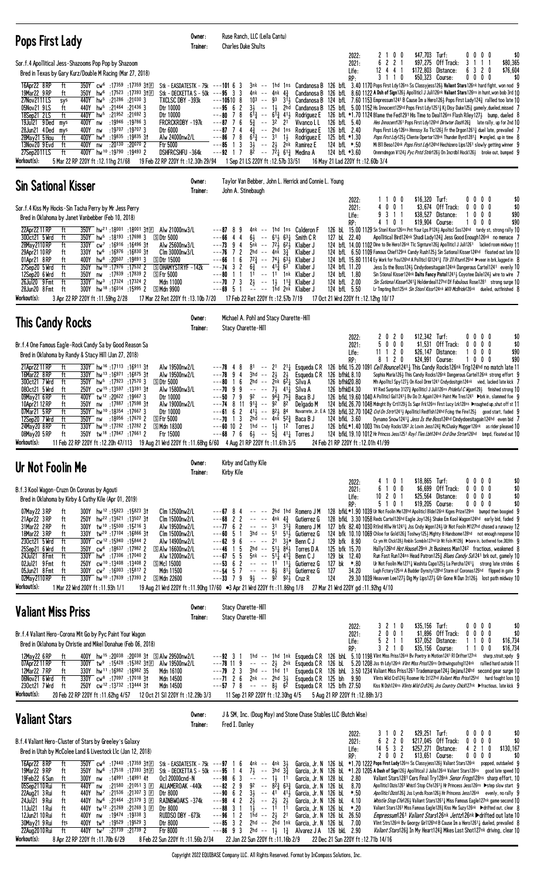## Pops First Lady

Owner: Ruse Ranch, LLC (Leila Cantu)
Trainer: Charles Duke Shults

Sor.f.4 Apollitical Jess-Shazooms Pop Pop by Shazoom
Bred in Texas by Gary Kurz/Double M Racing (Mar 27, 2018)

| | | | | | | |
|---|---|---|---|---|---|---|
| 2022: | 2 1 0 0 | $47,703 | Turf: | 0 0 0 0 | | $0 |
| 2021: | 6 2 2 1 | $97,275 | Off Track: | 3 1 1 1 | | $80,365 |
| Life: | 12 4 4 1 | $172,803 | Distance: | 6 3 2 0 | | $76,604 |
| RP: | 3 1 1 0 | $50,323 | Course: | 0 0 0 0 | | $0 |

16Apr22 8RP ft 350Y cw6 :17359 :17359 31⊡ Stk - EASDATESTK - 75k ---101 6 3 3nk -- 1hd 1ns Candanosa B 126 bfL 3.40 1170 Pops First Ldy126ns Ss Classyjess126½ Valiant Stars126nk hard fight, won nod 9
19Mar22 9RP ft 350Y hw6 :17523 :17393 31⊡ Stk - DECKETTA S - 50k ---95 3 3 4nk -- 4nk 4¾ Candanosa B 126 bfL 8.60 1122 A Dash of Sign126½ Apolliticl J Juli126nk Valiant Stars126ns in hunt,won bob 3rd 10
27Nov21 11LS sys 440Y hw5 :21286 :21030 3 TXCLSC DBY -393k ---105 10 8 10³ -- 9³ 3½ Candanosa B 124 bfL 7.60 1153 Empressum1241 B Cause Im a Hero126½ Pops First Lady124¾ rallied too late 10
05Nov21 9LS ft 440Y hw5 :21464 :21436 3 Dtr 10000 ---95 6 2 3½ -- 1½ 2hd Candanosa B 125 bfL 5.00 1152 Hs Innocent125hd Pops First Ldy125¾ Kj Disy Duke125½ gamely,dueled,missed 7
18Sep21 2LS ft 440Y hw5 :21952 :21892 3 Dtr 10000 ---80 7 8 6¾ -- 6¾ 4½ Rodriguez E 126 bfL *1.70 1124 Blame the Fed1291 His Time to Deal126ns Flash Riley127½ bump, dueled 8
19Jul21 9Ded mys 400Y nw :19846 :19786 3 FRCRCKRDBY -197k ---87 7 6 5¾ -- 3² 2¹ Vivanco L L 126 bfL 5.40 Hes Innocent1261 Pops First Ldy126hd Dirtwter Dash126½ late rally, up for 2nd 10
28Jun21 4Ded mys 400Y nw :19707 :19707 3 Dtr 6000 ---87 7 4 4¾ -- 2hd 1ns Rodriguez E 126 bfL 2.40 Pops Frst Ldy126ns Hrnssy Xo Tlc126½ Fr the Drgon126½ duel late, prevailed 7
28May21 5Hou ft 400Y hw8 :19835 :19835 3† Alw 24000nw2/L ---86 7 8 6¾ -- 3¹ 1½ Rodriguez E 125 bfL *1.30 Pops Frst Ldy125½ Cliente Opertor128nk Thunder Byrd1281¾ ▶angled, up in time 8
13Nov20 9Evd ft 400Y nw :20130 :20070 2 Ftr 5000 ---85 1 3 3½ -- 2½ 2nk Ramirez E 124 bfL *.50 Mi Bll Beso124nk Pops First Ldy124hd Hechizero Lips1261 slowly getting winner 9
27Sep20 11LS ft 400Y hw10 :19780 :19493 2 DSHFRCSHFU -364k ---92 1 7 8² -- 7²½ 6¹¾ Medina A 124 bfL *3.60 Onmrndngon V124½ Pyc Pntd Strkr126½ On Incrdbl Hock126½ broke out, bumped 9

Workout(s): 5 Mar 22 RP 220Y ft :12.11hg 21/68 19 Feb 22 RP 220Y ft :12.30h 29/94 1 Sep 21 LS 220Y ft :12.57b 33/51 16 May 21 Lad 220Y ft :12.60b 3/4

## Sin Sational Kisser

Owner: Taylor Van Bebber, John L. Herrick and Connie L. Young
Trainer: John A. Stinebaugh

Sor.f.4 Kiss My Hocks-Sin Tacha Perry by Mr Jess Perry
Bred in Oklahoma by Janet Vanbebber (Feb 10, 2018)

| | | | | | | |
|---|---|---|---|---|---|---|
| 2022: | 1 1 0 0 | $16,320 | Turf: | 0 0 0 0 | | $0 |
| 2021: | 4 0 0 1 | $3,674 | Off Track: | 0 0 0 0 | | $0 |
| Life: | 9 3 1 1 | $38,527 | Distance: | 1 0 0 0 | | $90 |
| RP: | 4 1 0 1 | $19,904 | Course: | 1 0 0 0 | | $90 |

22Apr22 11RP ft 350Y hw21 :18001 :18001 31⊡ Alw 21000nw3/L ---87 8 9 4nk -- 1hd 1ns Calderon F 126 bL 15.00 1129 Sn Stonl Kssr126ns Pnt Your Lps P124¾ Apoltcl Sss124hd tardy st, strong rally 10
30Oct21 5Wrd ft 350Y hw5 :18193 :17698 3 ⑤Dtr 5000 ---66 4 4 6½ -- 6¹½ 6¾ Smith C R 127 bL 22.40 Apollitical Bird124nk Shadi Lady124½ Jess Good Enough126nk no menace 7
28May21 10RP ft 330Y cw7 :16916 :16496 3† Alw 25600nw3/L ---73 9 4 5nk -- 7²½ 6²½ Klaiber J 124 bL 14.00 1102 Dine to Be Hero126nk Tlc Signture126½ Apollitcl J Juli1261 lacked room midway 11
29Apr21 10RP ft 330Y tw6 :16976 :16830 3† Clm 30000nw3/L ---76 7 2 2hd -- 4nk 3¾ Klaiber J 124 bL 6.50 1109 Famous Chief129nk Candy Rush125½ Sin Sational Kisser124hd floated out late 10
01Apr21 8RP ft 400Y hw8 :20507 :19891 3 ⑤Dtr 15000 ---66 1 6 7²¾ -- 7⁴½ 6³½ Klaiber J 124 bL 15.80 1114 Ey Work for You126hd A Politicl Gl1241¾ Tflr Jll Rtrn125hd ▶veer in brk,lugged in 8
27Sep20 5Wrd ft 350Y hw10 :17976 :17532 2 ⑤OHAMYSTRYF -142k ---74 3 2 6¾ -- 4¹¾ 6³ Klaiber J 124 bfL 11.20 Jess Is the Boss124¾ Cndydoesitagain124nk Dangerous Cartel1241 evenly 10
12Sep20 6Wrd ft 350Y nw :17839 :17839 2 ⑤Ftr 5000 ---80 1 1 1¹ -- 1¹ 1nk Klaiber J 124 bfL 1.80 Sin Stional Kisser124nk Dalts Fancy Pistol1241¼ Coyotee Dale124¾ wire to wire 7
26Jul20 9Fmt ft 330Y hw3 :17324 :17324 2 Mdn 11000 ---70 7 3 2½ -- 1½ 1¹¾ Klaiber J 124 bfL 2.00 Sin Sational Kisser1241¾ Holderdeal127hd Df Fabulous Rose1281 strong surge 10
28Jun20 8Fmt ft 300Y hw18 :16014 :15995 2 ⑤Mdn 9900 ---69 5 1 -- -- 1hd 2nk Klaiber J 124 bfL 5.50 Lr Tmpting Bst125nk Sn Stionl Kissr124nk Wlll McBride126nk dueled, outfinished 8

Workout(s): 3 Apr 22 RP 220Y ft :11.59hg 2/28 17 Mar 22 Ret 220Y ft :13.10b 7/20 17 Feb 22 Ret 220Y ft :12.57b 7/19 17 Oct 21 Wrd 220Y ft :12.12hg 10/17

## This Candy Rocks

Owner: Michael A. Pohl and Stacy Charette-Hill
Trainer: Stacy Charette-Hill

Br.f.4 One Famous Eagle-Rock Candy Sa by Good Reason Sa
Bred in Oklahoma by Randy & Stacy Hill (Jan 27, 2018)

| | | | | | | |
|---|---|---|---|---|---|---|
| 2022: | 2 0 2 0 | $12,342 | Turf: | 0 0 0 0 | | $0 |
| 2021: | 5 0 0 0 | $1,531 | Off Track: | 0 0 0 0 | | $0 |
| Life: | 11 1 2 0 | $26,147 | Distance: | 1 0 0 0 | | $90 |
| RP: | 8 1 2 0 | $24,991 | Course: | 1 0 0 0 | | $90 |

21Apr22 11RP ft 330Y hw16 :17113 :16911 3† Alw 19500nw2/L ---78 4 8 8¹ -- 2¹ 2¹¼ Esqueda C R 126 bfkL 15.20 1091 Cell Bounce1241¼ This Candy Rocks126nk Trig124hd no match late 11
16Mar22 8RP ft 330Y hw13 :16971 :16875 3† Alw 19500nw2/L ---78 9 4 3hd -- 2½ 2½ Esqueda C R 126 bfhkL 8.10 Sophia Maria126½ This Candy Rocks126nk Dangerous Cartel126nk strong effort 9
30Oct21 7Wrd ft 350Y hw5 :17923 :17570 3 ⑤Dtr 5000 ---80 1 6 2hd -- 2nk 6²¼ Silva A 126 bfhkl20.80 Mh Apolltcl Spy127¼ On Kool Dmr1241 Cndydositgin124nk vied, lacked late kick 7
08Oct21 5Wrd ft 250Y cw15 :13597 :13391 3† Alw 15800nw3/L ---70 9 9 -- -- 7½ 4¹¼ Silva A 126 bfhkl14.30 Vf Red Surprise 1372¾ Apollitcl J Juli126ns Pridefl C Mgon129½ finished strong 10
09May21 6RP ft 400Y tw12 :20622 :19667 3 Dtr 10000 ---50 7 9 9² -- 9⁴¾ 7⁵¾ Baca B J 126 bfkL 19.90 1040 A Politicl Gal1241¼ Bv Do It Again124nk Paint Me Tres1241 ▶brk in, slammed foe 9
10Apr21 12RP ft 350Y nw :17887 :17598 3† Alw 19000nw2/L ---74 8 11 9¹¾ -- 9² 8² Delgado M 124 bfkL 26.70 1048 Mdnght By Crtl129½ Ss Supr Frk126ns First Lucy Lrk128ns ▶roughed up,shut off st 11
07Mar21 5RP ft 350Y hw10 :18354 :17667 3 Dtr 10000 ---61 6 2 4¹½ -- 8²¾ 8⁴ Navarrete, Jr. E A 128 bfkL 32.70 1042 Crd On Strtr1241¾ Apollitcl Redflsh124hd Fcing the Fire125½ good start, faded 9
12Sep20 7Wrd ft 350Y nw :18056 :17670 2 ⑤Ftr 5000 ---70 1 3 2hd -- 4nk 5²¾ Baca B J 124 bfkL 3.60 Dynamo Snow1241¼ Jess Is the Boss124hd Cindydoesitagain124hd even bid 7
24May20 8RP ft 330Y hw10 :17282 :17282 2 ⑤Mdn 18300 ---60 10 2 1hd -- 1½ 1² Torres J 126 bfkL*1.40 1003 This Cndy Rocks126² Jc Lovin Jess126¾ McClusky Mugger126nk as rider pleased 10
08May20 5RP ft 350Y hw18 :17847 :17661 2 Ftr 15000 ---68 7 6 6½ -- 5¾ 4¹½ Torres J 124 bfkL 19.10 1012 Hr Princss Jess1251 Royl Tles Lbh124hd Crd One Strter126hd bmpd, floated out 10

Workout(s): 11 Feb 22 RP 220Y ft :12.20h 47/113 19 Aug 21 Wrd 220Y ft :11.68hg 6/60 4 Aug 21 RP 220Y ft :11.61h 3/5 24 Feb 21 RP 220Y ft :12.01h 41/99

## Ur Not Foolin Me

Owner: Kirby and Cathy Kile
Trainer: Kirby Kile

B.f.3 Kool Wagon-Cruzn On Coronas by Agouti
Bred in Oklahoma by Kirby & Cathy Kile (Apr 01, 2019)

| | | | | | | |
|---|---|---|---|---|---|---|
| 2022: | 4 1 0 1 | $18,865 | Turf: | 0 0 0 0 | | $0 |
| 2021: | 6 1 0 0 | $6,699 | Off Track: | 0 0 0 0 | | $0 |
| Life: | 10 2 0 1 | $25,564 | Distance: | 0 0 0 0 | | $0 |
| RP: | 5 1 0 1 | $19,205 | Course: | 0 0 0 0 | | $0 |

07May22 3RP ft 300Y hw12 :15823 :15823 3† Clm 12500nw2/L ---67 8 4 -- -- 2hd 1hd Romero J M 128 bfkL*1.90 1039 Ur Not Foolin Me128hd Apollticl Bldie126nk Kiges Prize129nk bumpd then boogied 9
21Apr22 3RP ft 250Y hw22 :13621 :13507 3† Clm 15000nw2/L ---68 2 2 -- -- 4nk 4¾ Gutierrez G 128 bfkL 3.30 1058 Reds Cartel126hd Eagle Joy126½ Shake Em Kool Wagon124hd early bid, faded 9
31Mar22 2RP ft 300Y tw10 :15500 :15216 3 Alw 19500nw2/L ---77 6 2 -- -- 3¹ 3¹¾ Romero J M 127 bfkL 82.40 1030 Rtlnd Hllw Hr1241¼ Jss Cndy Wgon124¾ Ur Not Foolin M127hd chased a runaway 12
18Mar22 3RP ft 330Y tw20 :17104 :16866 3† Clm 15000nw2/L ---60 5 1 3hd -- 5¹ 5¹½ Gutierrez G 124 bfkL 10.10 1069 Chloe for Gold126½ Toshwy125¾ Mighty B Handsome128hd not enough response 10
23Oct21 5Wrd ft 300Y cw12 :15940 :15844 2 Alw 14900nw2/L ---62 9 6 -- -- 2¹ 3¾* Benn C J 129 bfkL 8.90 Cz yn Ht Chck128¾ Rmblv Scmblv127hd Ur Nt Folin M129¾ ▶bore in, bothered foe,DQ9th 9
25Sep21 6Wrd ft 250Y cw6 :18637 :17982 2 ⑤Alw 16600nw2/L ---46 1 5 2hd -- 5¹¾ 8⁴¾ Torres D A 125 bfkL 15.70 Hally126hd Hot House129nk Jt Business Man124² fractious, weakened 8
24Jul21 8Fmt ft 330Y hw6 :17306 :17040 2 Alw 12000nw2/L ---67 5 5 5nk -- 5¹½ 4¹¾ Benn C J 129 bL 12.40 Run Fast Run124ns Head Patron125¾ Blues Candy Sal241 brk out, gamely 10
02Jul21 9Fmt ft 250Y cw10 :13408 :13408 2 ⑤Mcl 15000 ---63 6 2 -- -- 1¹ 1¹¾ Gutierrez G 127 bk *.80 Ur Not Foolin Me1271¾ Mashita Capo125¾ La Percha1241¼ strong late strides 6
05Jun21 8Fmt ft 300Y cw7 :16003 :15817 2 Mdn 11500 ---54 5 7 -- -- 8½ 8¹¾ Gutierrez G 127 34.20 Lugh Fctory125nk A Budder Dynsty128hd Storm of Coronas125hd flipped in gate 9
02May21 10RP ft 330Y hw10 :17839 :17393 2 ⑤Mdn 22600 ---33 7 9 9½ -- 9² 9²½ Cruz R 124 29.30 1039 Heavven Lee127¼ Dig My Lips127¾ Gfr Gone N Dun It126½ lost path midway 10

Workout(s): 1 Mar 22 Wrd 220Y ft :11.93h 1/1 19 Aug 21 Wrd 220Y ft :11.90hg 17/60 ●3 Apr 21 Wrd 220Y ft :11.86hg 1/8 27 Mar 21 Wrd 220Y gd :11.92hg 4/10

## Valiant Miss Priss

Owner: Stacy Charette-Hill
Trainer: Stacy Charette-Hill

Br.f.4 Valiant Hero-Corona Mit Go by Pyc Paint Your Wagon
Bred in Oklahoma by Christie and Mikel Donahue (Feb 06, 2018)

| | | | | | | |
|---|---|---|---|---|---|---|
| 2022: | 3 2 1 0 | $35,156 | Turf: | 0 0 0 0 | | $0 |
| 2021: | 2 0 0 1 | $1,896 | Off Track: | 0 0 0 0 | | $0 |
| Life: | 5 2 1 1 | $37,052 | Distance: | 1 1 0 0 | | $16,734 |
| RP: | 3 2 1 0 | $35,156 | Course: | 1 1 0 0 | | $16,734 |

12May22 6RP ft 400Y hw15 :20038 :20038 3† ⑤Alw 29500nw2/L ---92 3 1 1hd -- 1hd 1nk Esqueda C R 126 bhL 5.10 1198 Vlint Miss Priss126nk Bv Poetry in Motion1241 Rl Drifter127nk sharp,strait,spdy 9
07Apr22 11RP ft 300Y tw9 :15428 :15382 31⊡ Alw 19500nw2/L ---78 11 9 -- -- 2½ 2nk Esqueda C R 126 bL 5.20 1208 Jss th Ldy126nk Vlint Miss Priss126ns Onthwingsofngl124nk rallied hard outside 11
12Mar22 7RP ft 330Y hw11 :16982 :16982 35 Mdn 16100 ---79 2 3 3hd -- 1hd 1¹ Esqueda C R 126 bhL 3.50 1234 Valiant Miss Priss126¹ Trademarque124¾ Dejanu124hd second gear surge 10
06Nov21 6Wrd ft 330Y cw8 :17097 :17018 3† Mdn 14500 ---71 2 6 2nk -- 2hd 3½ Esqueda C R 125 bh 9.90 Vlints Wild Crd124¼ Roomer Hz It127hd Valiant Miss Priss125hd hard fought loss 10
23Oct21 7Wrd ft 250Y cw12 :13732 :13444 3† Mdn 14500 ---57 7 8 -- -- 8½ 6² Esqueda C R 125 bfh 27.50 Kiss N Dsh124ns Vlints Wild Crd124½ Jss Country Chick127nk ▶fractious, late kick 9

Workout(s): 20 Feb 22 RP 220Y ft :11.62hg 4/57 12 Oct 21 Sil 220Y ft :12.29b 3/13 11 Sep 21 RP 220Y ft :12.30hg 4/5 5 Aug 21 RP 220Y ft :12.88h 3/3

## Valiant Stars

Owner: J & SM, Inc. (Doug May) and Stone Chase Stables LLC (Butch Wise)
Trainer: Fred I. Danley

B.f.4 Valiant Hero-Cluster of Stars by Greeley's Galaxy
Bred in Utah by McColee Land & Livestock Llc (Jan 12, 2018)

| | | | | | | |
|---|---|---|---|---|---|---|
| 2022: | 3 1 0 2 | $29,251 | Turf: | 0 0 0 0 | | $0 |
| 2021: | 6 2 2 0 | $217,045 | Off Track: | 0 0 0 0 | | $0 |
| Life: | 14 5 3 2 | $257,271 | Distance: | 4 2 1 0 | | $130,167 |
| RP: | 2 0 0 2 | $13,651 | Course: | 0 0 0 0 | | $0 |

16Apr22 8RP ft 350Y cw6 :17440 :17359 31⊡ Stk - EASDATESTK - 75k ---97 1 6 4nk -- 4nk 3¾ Garcia, Jr. N 126 bL *1.70 1222 Pops First Lady126ns Ss Classyjess126½ Valiant Stars126nk popped, outdueled 9
19Mar22 9RP ft 350Y hw6 :17518 :17393 31⊡ Stk - DECKETTA S - 50k ---95 1 4 7½ -- 3hd 3¾ Garcia, Jr. N 126 bL *1.20 1205 A Dash of Sign126½ Apollitical J Julia126nk Valiant Stars126ns good late speed 10
19Feb22 6Sun ft 300Y nw :14991 :14991 4† Ocl 20000cnd-N ---98 6 3 -- -- 1½ 1¹ Garcia, Jr. N 128 bL 2.80 Valiant Stars1281 Cers Final Try128nk Senor Frogs128ns sharp effort, 10
05Sep21 10Rui ft 440Y nw :21580 :21051 3 ⊡ ALLAMEROAK -440k ---82 2 9 9² -- 8²¾ 6³¾ Garcia, Jr. N 126 bL 8.70 Apollticl Dzls1261 Whistl Stop Cfe126¹¾ Hr Princess Jess126ns ▶step slow start 9
22Aug21 3Rui ft 440Y hw7 :21536 :21307 3 ⊡ Dtr 8000 ---90 6 2 3½ -- 4¹ 4¹¾ Garcia, Jr. N 126 bL *.50 Apollticl Dzls126½ Jss Lynds Rson126½ Hr Princess Jess126nk evenly, no rally 9
24Jul21 9Rui ft 440Y hw6 :21464 :21379 3 ⊡ RAINBOWAKS -374k ---94 4 2 2½ -- 2½ 2½ Garcia, Jr. N 126 bL 4.10 Whistle Stop Cfe126½ Valiant Stars1261¾ Miss Famous Eagle127nk game second 10
11Jul21 1Rui ft 440Y tw12 :21269 :21269 3 ⊡ Dtr 8000 ---88 3 1 1½ -- 1¹ 1¹ Garcia, Jr. N 126 bL *.20 Valiant Stars1261 Miss Famous Eagle128¾ Kiss Me Suzy126nk ▶drifted out, clear 8
12Jun21 10Rui ft 400Y nw :19474 :19338 3 RUIDSO DBY -673k ---96 1 2 1hd -- 2½ 2¹ Garcia, Jr. N 126 bL 26.50 Empressum1261 Valiant Stars126nk Jettz126nk ▶drifted out late 10
30May21 9Rui fts 400Y tw9 :19529 :19529 3 Dtr 8000 ---85 3 2 2hd -- 2hd 1nk Garcia, Jr. N 126 bL 7.00 Vlint Strs126nk Bv Georgy Girl126hd B Cause Im a Hero1261¼ dueled, prevailed 8
22Aug20 10Rui ft 440Y tw7 :21739 :21739 2 Ftr 8000 ---86 9 3 2hd -- 1½ 1¾ Alvarez J A 126 bkL 2.90 Valiant Stars126¾ In My Heart124¾ Mikes Last Shot127nk driving, clear 10

Workout(s): 8 Apr 22 RP 220Y ft :11.70b 6/29 8 Feb 22 Sun 220Y ft :11.56b 2/34 22 Jan 22 Sun 220Y ft :11.16b 2/9 22 Dec 21 Sun 220Y ft :12.71b 14/16

Copyright 2022 EQUIBASE Company LLC. All Rights Reserved. Format by InCompass Solutions, Inc.